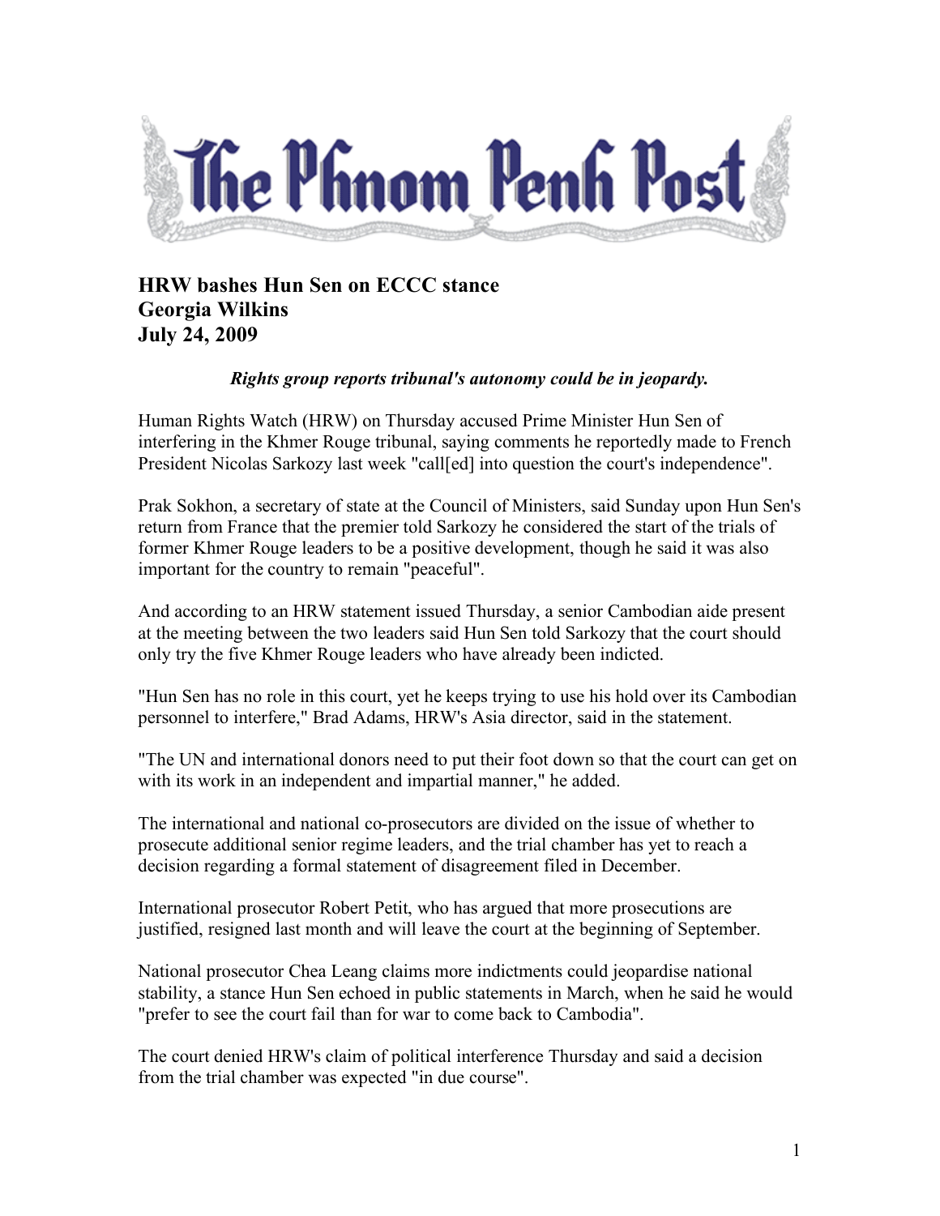# The Phnom Penh Post

## HRW bashes Hun Sen on ECCC stance
**Georgia Wilkins**
**July 24, 2009**

***Rights group reports tribunal's autonomy could be in jeopardy.***

Human Rights Watch (HRW) on Thursday accused Prime Minister Hun Sen of interfering in the Khmer Rouge tribunal, saying comments he reportedly made to French President Nicolas Sarkozy last week "call[ed] into question the court's independence".

Prak Sokhon, a secretary of state at the Council of Ministers, said Sunday upon Hun Sen's return from France that the premier told Sarkozy he considered the start of the trials of former Khmer Rouge leaders to be a positive development, though he said it was also important for the country to remain "peaceful".

And according to an HRW statement issued Thursday, a senior Cambodian aide present at the meeting between the two leaders said Hun Sen told Sarkozy that the court should only try the five Khmer Rouge leaders who have already been indicted.

"Hun Sen has no role in this court, yet he keeps trying to use his hold over its Cambodian personnel to interfere," Brad Adams, HRW's Asia director, said in the statement.

"The UN and international donors need to put their foot down so that the court can get on with its work in an independent and impartial manner," he added.

The international and national co-prosecutors are divided on the issue of whether to prosecute additional senior regime leaders, and the trial chamber has yet to reach a decision regarding a formal statement of disagreement filed in December.

International prosecutor Robert Petit, who has argued that more prosecutions are justified, resigned last month and will leave the court at the beginning of September.

National prosecutor Chea Leang claims more indictments could jeopardise national stability, a stance Hun Sen echoed in public statements in March, when he said he would "prefer to see the court fail than for war to come back to Cambodia".

The court denied HRW's claim of political interference Thursday and said a decision from the trial chamber was expected "in due course".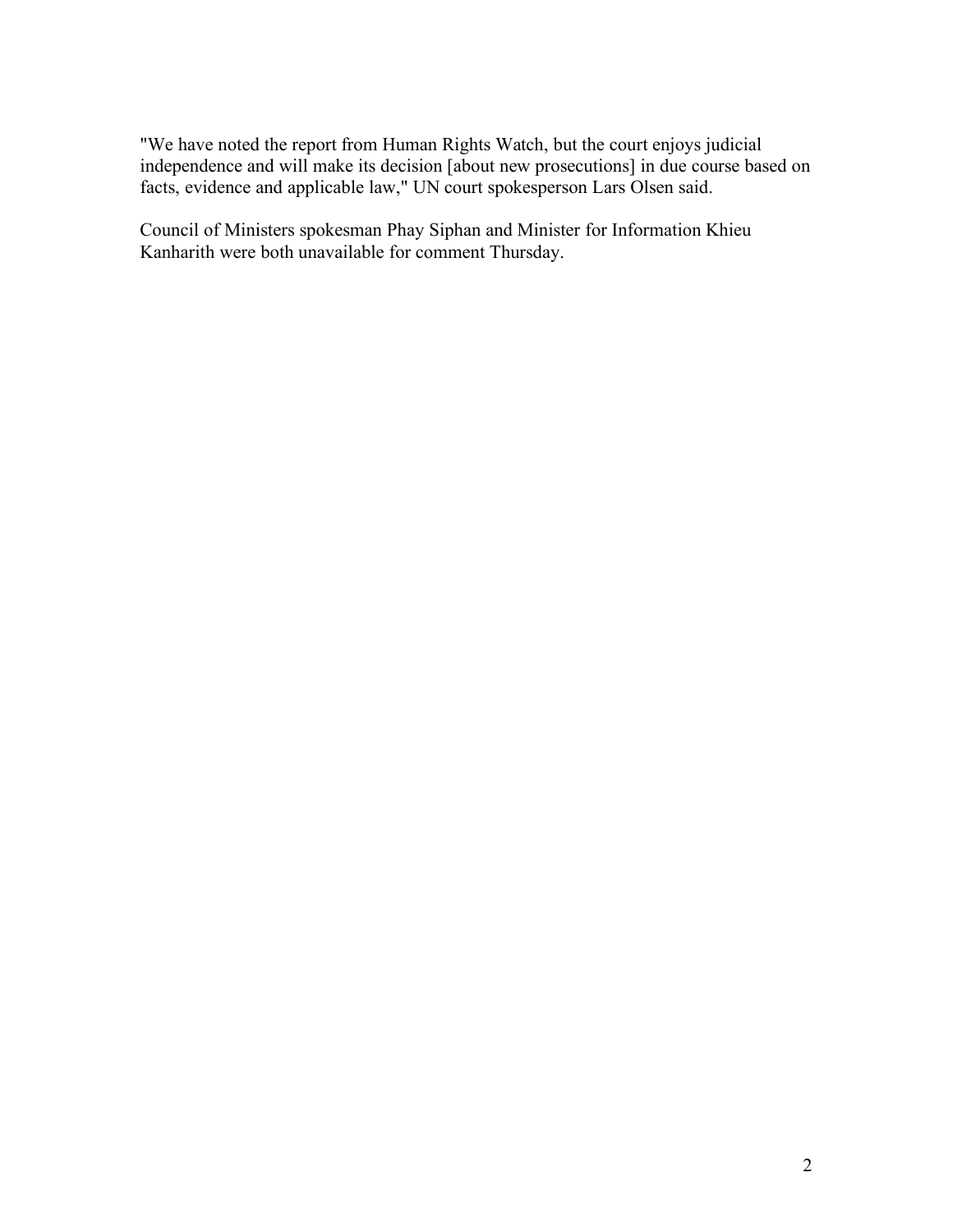"We have noted the report from Human Rights Watch, but the court enjoys judicial independence and will make its decision [about new prosecutions] in due course based on facts, evidence and applicable law," UN court spokesperson Lars Olsen said.

Council of Ministers spokesman Phay Siphan and Minister for Information Khieu Kanharith were both unavailable for comment Thursday.